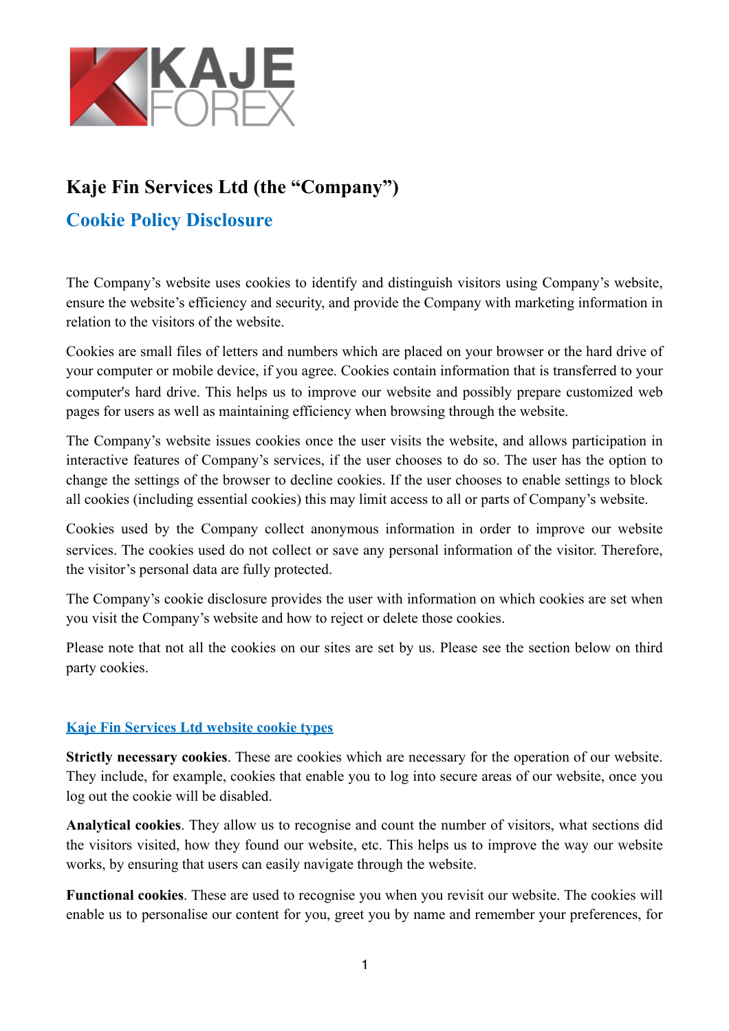# Kaje Fin Services Ltd (the "Company")

## Cookie Policy Disclosure

The Company's website uses cookies to identify and distinguish visitors using Company's website, ensure the website's efficiency and security, and provide the Company with marketing information in relation to the visitors of the website.

Cookies are small files of letters and numbers which are placed on your browser or the hard drive of your computer or mobile device, if you agree. Cookies contain information that is transferred to your computer's hard drive. This helps us to improve our website and possibly prepare customized web pages for users as well as maintaining efficiency when browsing through the website.

The Company's website issues cookies once the user visits the website, and allows participation in interactive features of Company's services, if the user chooses to do so. The user has the option to change the settings of the browser to decline cookies. If the user chooses to enable settings to block all cookies (including essential cookies) this may limit access to all or parts of Company's website.

Cookies used by the Company collect anonymous information in order to improve our website services. The cookies used do not collect or save any personal information of the visitor. Therefore, the visitor's personal data are fully protected.

The Company's cookie disclosure provides the user with information on which cookies are set when you visit the Company's website and how to reject or delete those cookies.

Please note that not all the cookies on our sites are set by us. Please see the section below on third party cookies.

### Kaje Fin Services Ltd website cookie types

**Strictly necessary cookies**. These are cookies which are necessary for the operation of our website. They include, for example, cookies that enable you to log into secure areas of our website, once you log out the cookie will be disabled.

**Analytical cookies**. They allow us to recognise and count the number of visitors, what sections did the visitors visited, how they found our website, etc. This helps us to improve the way our website works, by ensuring that users can easily navigate through the website.

**Functional cookies**. These are used to recognise you when you revisit our website. The cookies will enable us to personalise our content for you, greet you by name and remember your preferences, for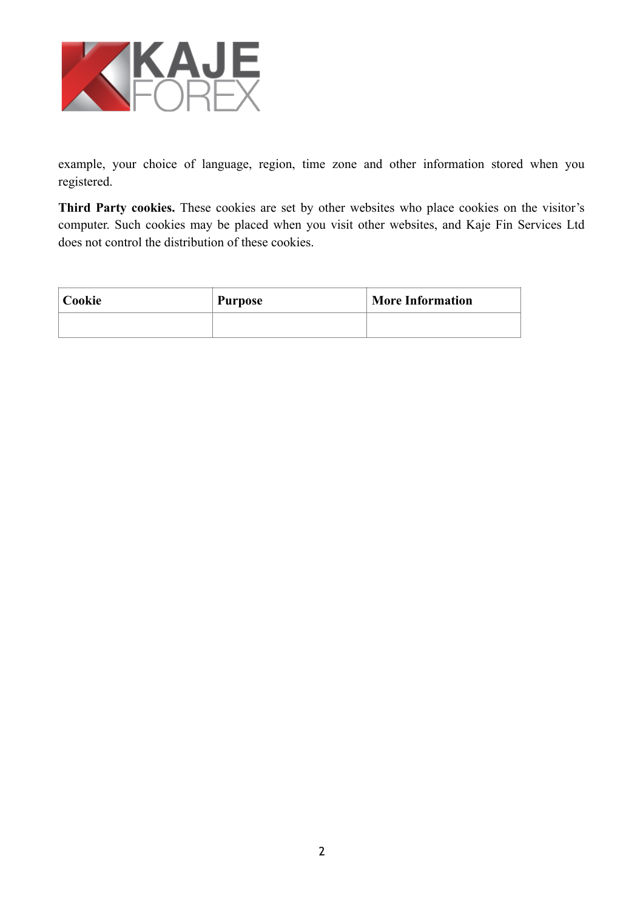example, your choice of language, region, time zone and other information stored when you registered.

**Third Party cookies.** These cookies are set by other websites who place cookies on the visitor's computer. Such cookies may be placed when you visit other websites, and Kaje Fin Services Ltd does not control the distribution of these cookies.

| Cookie | Purpose | More Information |
| --- | --- | --- |
| | | |